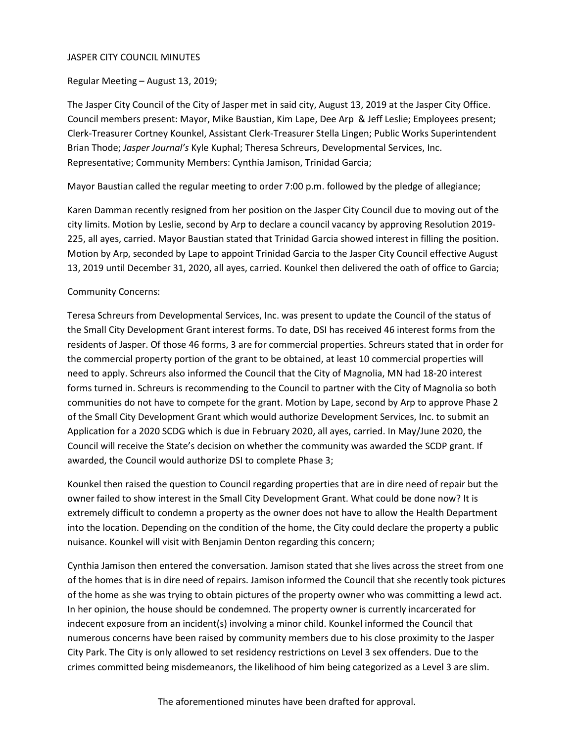JASPER CITY COUNCIL MINUTES

Regular Meeting – August 13, 2019;

The Jasper City Council of the City of Jasper met in said city, August 13, 2019 at the Jasper City Office. Council members present: Mayor, Mike Baustian, Kim Lape, Dee Arp & Jeff Leslie; Employees present; Clerk-Treasurer Cortney Kounkel, Assistant Clerk-Treasurer Stella Lingen; Public Works Superintendent Brian Thode; *Jasper Journal's* Kyle Kuphal; Theresa Schreurs, Developmental Services, Inc. Representative; Community Members: Cynthia Jamison, Trinidad Garcia;

Mayor Baustian called the regular meeting to order 7:00 p.m. followed by the pledge of allegiance;

Karen Damman recently resigned from her position on the Jasper City Council due to moving out of the city limits. Motion by Leslie, second by Arp to declare a council vacancy by approving Resolution 2019-225, all ayes, carried. Mayor Baustian stated that Trinidad Garcia showed interest in filling the position. Motion by Arp, seconded by Lape to appoint Trinidad Garcia to the Jasper City Council effective August 13, 2019 until December 31, 2020, all ayes, carried. Kounkel then delivered the oath of office to Garcia;

Community Concerns:

Teresa Schreurs from Developmental Services, Inc. was present to update the Council of the status of the Small City Development Grant interest forms. To date, DSI has received 46 interest forms from the residents of Jasper. Of those 46 forms, 3 are for commercial properties. Schreurs stated that in order for the commercial property portion of the grant to be obtained, at least 10 commercial properties will need to apply. Schreurs also informed the Council that the City of Magnolia, MN had 18-20 interest forms turned in. Schreurs is recommending to the Council to partner with the City of Magnolia so both communities do not have to compete for the grant. Motion by Lape, second by Arp to approve Phase 2 of the Small City Development Grant which would authorize Development Services, Inc. to submit an Application for a 2020 SCDG which is due in February 2020, all ayes, carried. In May/June 2020, the Council will receive the State's decision on whether the community was awarded the SCDP grant. If awarded, the Council would authorize DSI to complete Phase 3;

Kounkel then raised the question to Council regarding properties that are in dire need of repair but the owner failed to show interest in the Small City Development Grant. What could be done now? It is extremely difficult to condemn a property as the owner does not have to allow the Health Department into the location. Depending on the condition of the home, the City could declare the property a public nuisance. Kounkel will visit with Benjamin Denton regarding this concern;

Cynthia Jamison then entered the conversation. Jamison stated that she lives across the street from one of the homes that is in dire need of repairs. Jamison informed the Council that she recently took pictures of the home as she was trying to obtain pictures of the property owner who was committing a lewd act. In her opinion, the house should be condemned. The property owner is currently incarcerated for indecent exposure from an incident(s) involving a minor child. Kounkel informed the Council that numerous concerns have been raised by community members due to his close proximity to the Jasper City Park. The City is only allowed to set residency restrictions on Level 3 sex offenders. Due to the crimes committed being misdemeanors, the likelihood of him being categorized as a Level 3 are slim.

The aforementioned minutes have been drafted for approval.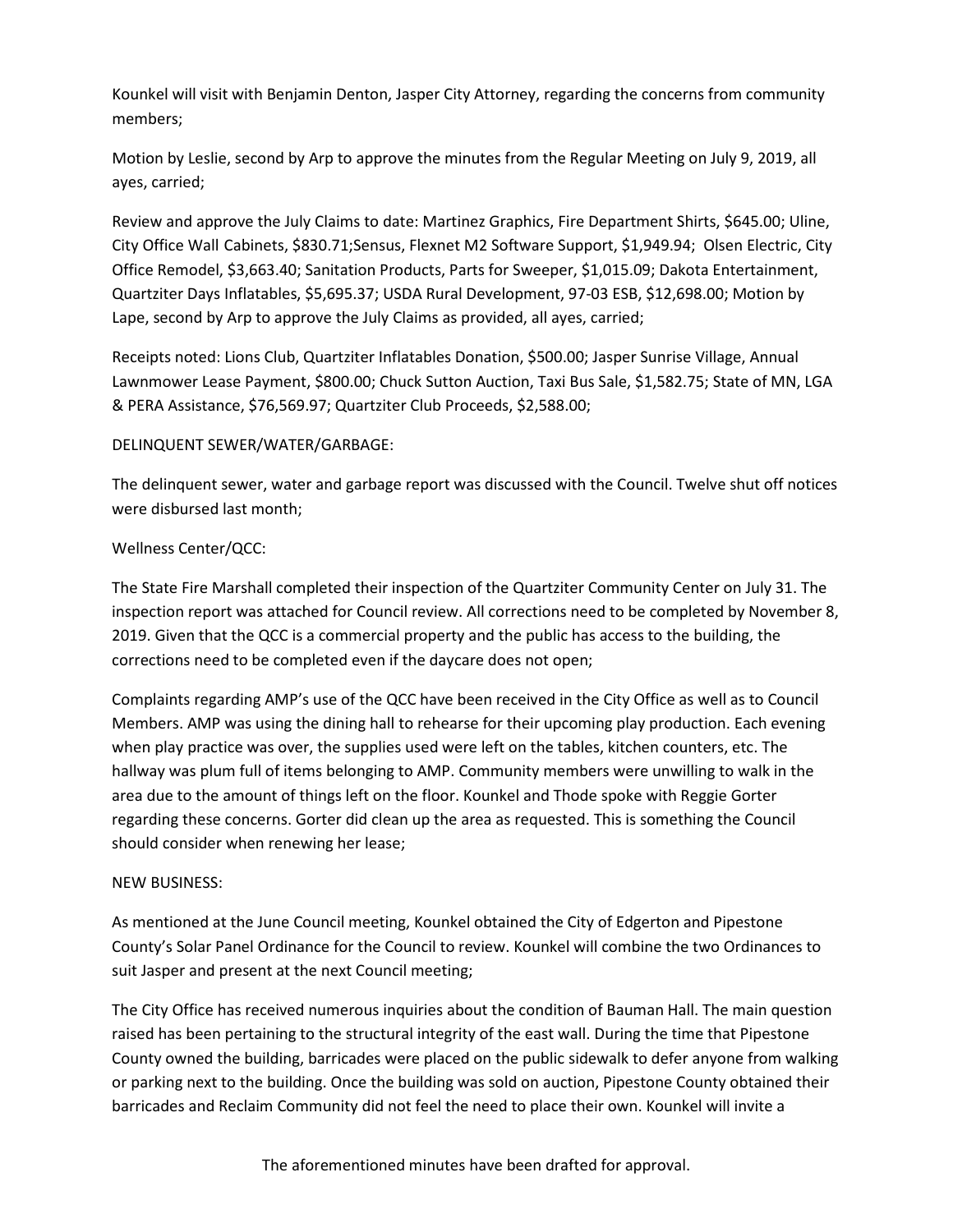Kounkel will visit with Benjamin Denton, Jasper City Attorney, regarding the concerns from community members;

Motion by Leslie, second by Arp to approve the minutes from the Regular Meeting on July 9, 2019, all ayes, carried;

Review and approve the July Claims to date: Martinez Graphics, Fire Department Shirts, $645.00; Uline, City Office Wall Cabinets, $830.71;Sensus, Flexnet M2 Software Support, $1,949.94; Olsen Electric, City Office Remodel, $3,663.40; Sanitation Products, Parts for Sweeper, $1,015.09; Dakota Entertainment, Quartziter Days Inflatables, $5,695.37; USDA Rural Development, 97-03 ESB, $12,698.00; Motion by Lape, second by Arp to approve the July Claims as provided, all ayes, carried;

Receipts noted: Lions Club, Quartziter Inflatables Donation, $500.00; Jasper Sunrise Village, Annual Lawnmower Lease Payment, $800.00; Chuck Sutton Auction, Taxi Bus Sale, $1,582.75; State of MN, LGA & PERA Assistance, $76,569.97; Quartziter Club Proceeds, $2,588.00;

DELINQUENT SEWER/WATER/GARBAGE:

The delinquent sewer, water and garbage report was discussed with the Council. Twelve shut off notices were disbursed last month;

Wellness Center/QCC:

The State Fire Marshall completed their inspection of the Quartziter Community Center on July 31. The inspection report was attached for Council review. All corrections need to be completed by November 8, 2019. Given that the QCC is a commercial property and the public has access to the building, the corrections need to be completed even if the daycare does not open;

Complaints regarding AMP's use of the QCC have been received in the City Office as well as to Council Members. AMP was using the dining hall to rehearse for their upcoming play production. Each evening when play practice was over, the supplies used were left on the tables, kitchen counters, etc. The hallway was plum full of items belonging to AMP. Community members were unwilling to walk in the area due to the amount of things left on the floor. Kounkel and Thode spoke with Reggie Gorter regarding these concerns. Gorter did clean up the area as requested. This is something the Council should consider when renewing her lease;

NEW BUSINESS:

As mentioned at the June Council meeting, Kounkel obtained the City of Edgerton and Pipestone County's Solar Panel Ordinance for the Council to review. Kounkel will combine the two Ordinances to suit Jasper and present at the next Council meeting;

The City Office has received numerous inquiries about the condition of Bauman Hall. The main question raised has been pertaining to the structural integrity of the east wall. During the time that Pipestone County owned the building, barricades were placed on the public sidewalk to defer anyone from walking or parking next to the building. Once the building was sold on auction, Pipestone County obtained their barricades and Reclaim Community did not feel the need to place their own. Kounkel will invite a

The aforementioned minutes have been drafted for approval.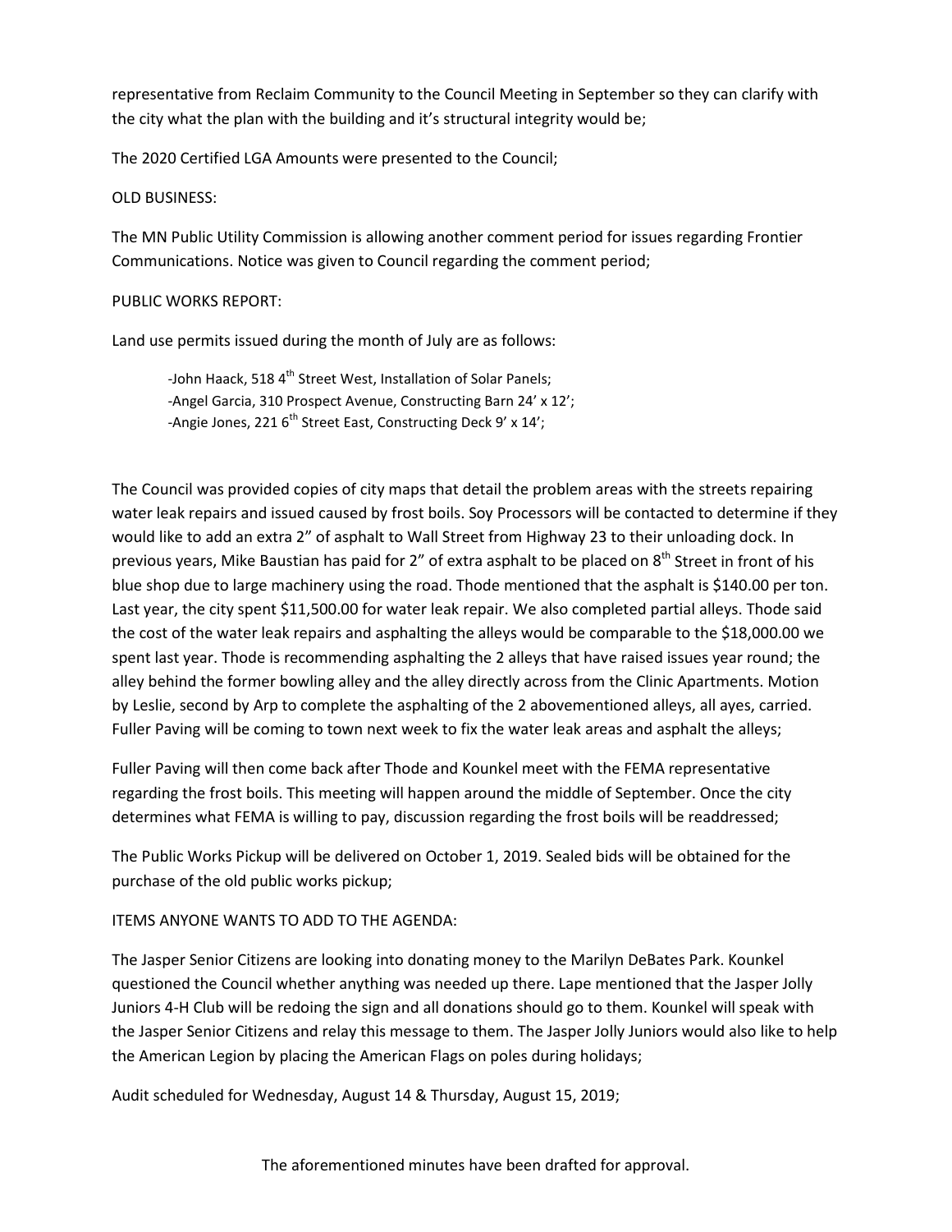representative from Reclaim Community to the Council Meeting in September so they can clarify with the city what the plan with the building and it's structural integrity would be;

The 2020 Certified LGA Amounts were presented to the Council;

OLD BUSINESS:

The MN Public Utility Commission is allowing another comment period for issues regarding Frontier Communications. Notice was given to Council regarding the comment period;

PUBLIC WORKS REPORT:

Land use permits issued during the month of July are as follows:

> -John Haack, 518 4th Street West, Installation of Solar Panels;
> -Angel Garcia, 310 Prospect Avenue, Constructing Barn 24' x 12';
> -Angie Jones, 221 6th Street East, Constructing Deck 9' x 14';

The Council was provided copies of city maps that detail the problem areas with the streets repairing water leak repairs and issued caused by frost boils. Soy Processors will be contacted to determine if they would like to add an extra 2" of asphalt to Wall Street from Highway 23 to their unloading dock. In previous years, Mike Baustian has paid for 2" of extra asphalt to be placed on 8th Street in front of his blue shop due to large machinery using the road. Thode mentioned that the asphalt is $140.00 per ton. Last year, the city spent $11,500.00 for water leak repair. We also completed partial alleys. Thode said the cost of the water leak repairs and asphalting the alleys would be comparable to the $18,000.00 we spent last year. Thode is recommending asphalting the 2 alleys that have raised issues year round; the alley behind the former bowling alley and the alley directly across from the Clinic Apartments. Motion by Leslie, second by Arp to complete the asphalting of the 2 abovementioned alleys, all ayes, carried. Fuller Paving will be coming to town next week to fix the water leak areas and asphalt the alleys;

Fuller Paving will then come back after Thode and Kounkel meet with the FEMA representative regarding the frost boils. This meeting will happen around the middle of September. Once the city determines what FEMA is willing to pay, discussion regarding the frost boils will be readdressed;

The Public Works Pickup will be delivered on October 1, 2019. Sealed bids will be obtained for the purchase of the old public works pickup;

ITEMS ANYONE WANTS TO ADD TO THE AGENDA:

The Jasper Senior Citizens are looking into donating money to the Marilyn DeBates Park. Kounkel questioned the Council whether anything was needed up there. Lape mentioned that the Jasper Jolly Juniors 4-H Club will be redoing the sign and all donations should go to them. Kounkel will speak with the Jasper Senior Citizens and relay this message to them. The Jasper Jolly Juniors would also like to help the American Legion by placing the American Flags on poles during holidays;

Audit scheduled for Wednesday, August 14 & Thursday, August 15, 2019;

The aforementioned minutes have been drafted for approval.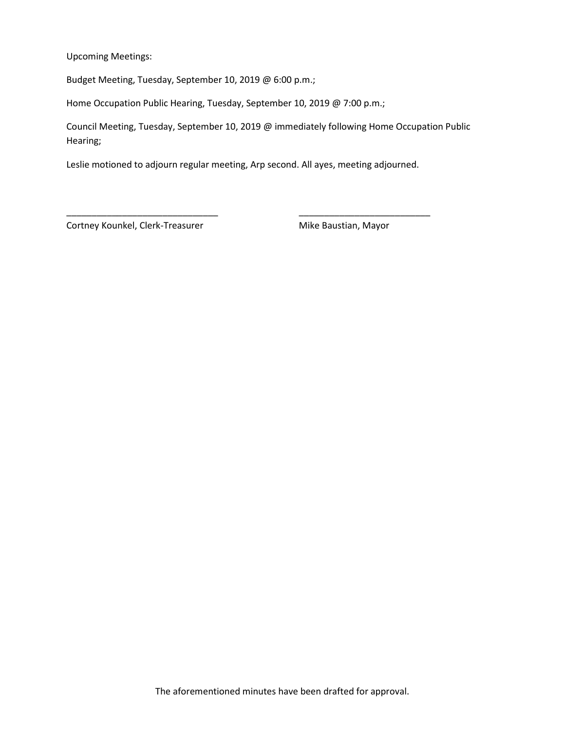Upcoming Meetings:

Budget Meeting, Tuesday, September 10, 2019 @ 6:00 p.m.;

Home Occupation Public Hearing, Tuesday, September 10, 2019 @ 7:00 p.m.;

Council Meeting, Tuesday, September 10, 2019 @ immediately following Home Occupation Public Hearing;

Leslie motioned to adjourn regular meeting, Arp second. All ayes, meeting adjourned.

______________________________ 

Cortney Kounkel, Clerk-Treasurer

__________________________

Mike Baustian, Mayor

The aforementioned minutes have been drafted for approval.